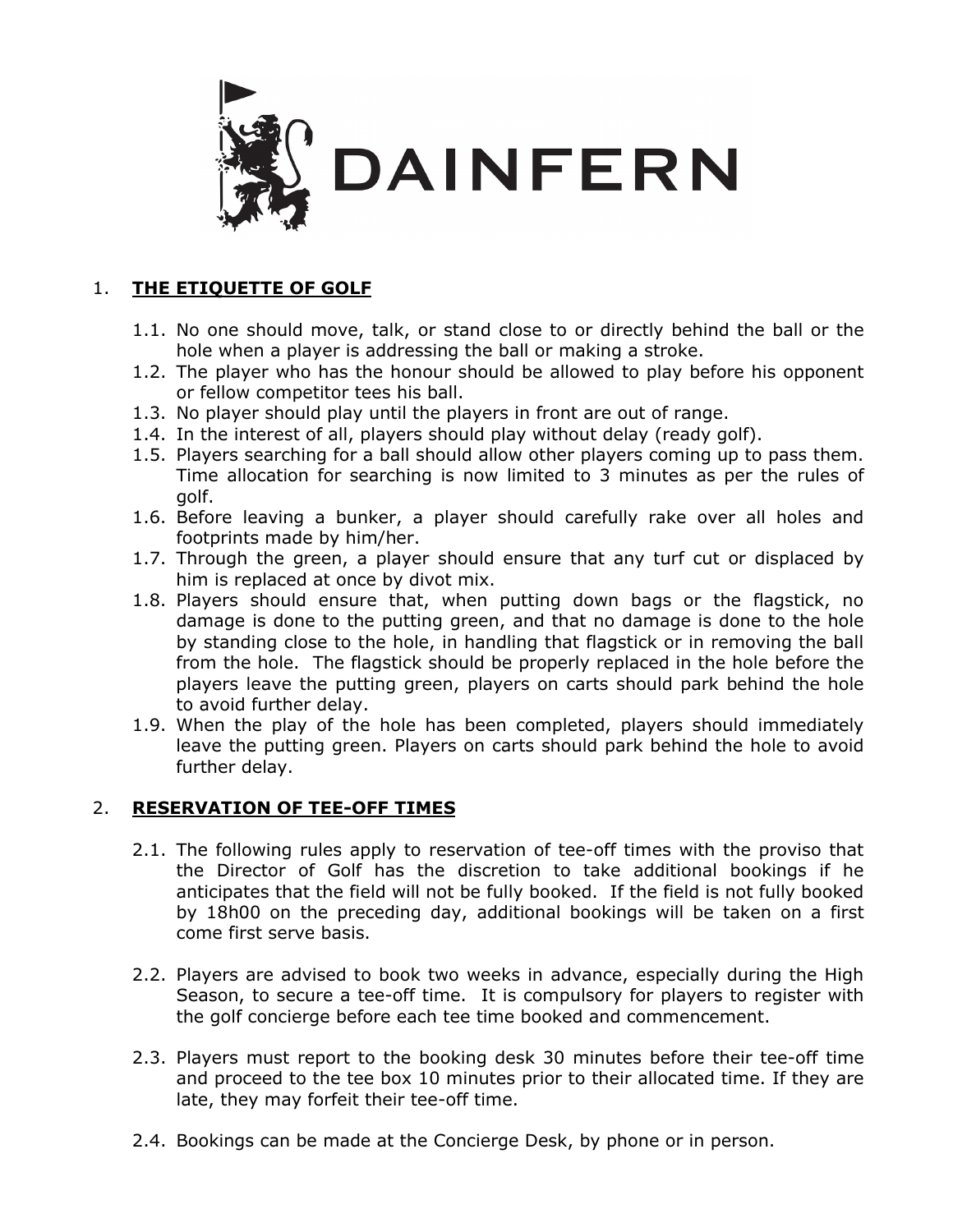DAINFERN

## 1. THE ETIQUETTE OF GOLF

1.1. No one should move, talk, or stand close to or directly behind the ball or the hole when a player is addressing the ball or making a stroke.

1.2. The player who has the honour should be allowed to play before his opponent or fellow competitor tees his ball.

1.3. No player should play until the players in front are out of range.

1.4. In the interest of all, players should play without delay (ready golf).

1.5. Players searching for a ball should allow other players coming up to pass them. Time allocation for searching is now limited to 3 minutes as per the rules of golf.

1.6. Before leaving a bunker, a player should carefully rake over all holes and footprints made by him/her.

1.7. Through the green, a player should ensure that any turf cut or displaced by him is replaced at once by divot mix.

1.8. Players should ensure that, when putting down bags or the flagstick, no damage is done to the putting green, and that no damage is done to the hole by standing close to the hole, in handling that flagstick or in removing the ball from the hole. The flagstick should be properly replaced in the hole before the players leave the putting green, players on carts should park behind the hole to avoid further delay.

1.9. When the play of the hole has been completed, players should immediately leave the putting green. Players on carts should park behind the hole to avoid further delay.

## 2. RESERVATION OF TEE-OFF TIMES

2.1. The following rules apply to reservation of tee-off times with the proviso that the Director of Golf has the discretion to take additional bookings if he anticipates that the field will not be fully booked. If the field is not fully booked by 18h00 on the preceding day, additional bookings will be taken on a first come first serve basis.

2.2. Players are advised to book two weeks in advance, especially during the High Season, to secure a tee-off time. It is compulsory for players to register with the golf concierge before each tee time booked and commencement.

2.3. Players must report to the booking desk 30 minutes before their tee-off time and proceed to the tee box 10 minutes prior to their allocated time. If they are late, they may forfeit their tee-off time.

2.4. Bookings can be made at the Concierge Desk, by phone or in person.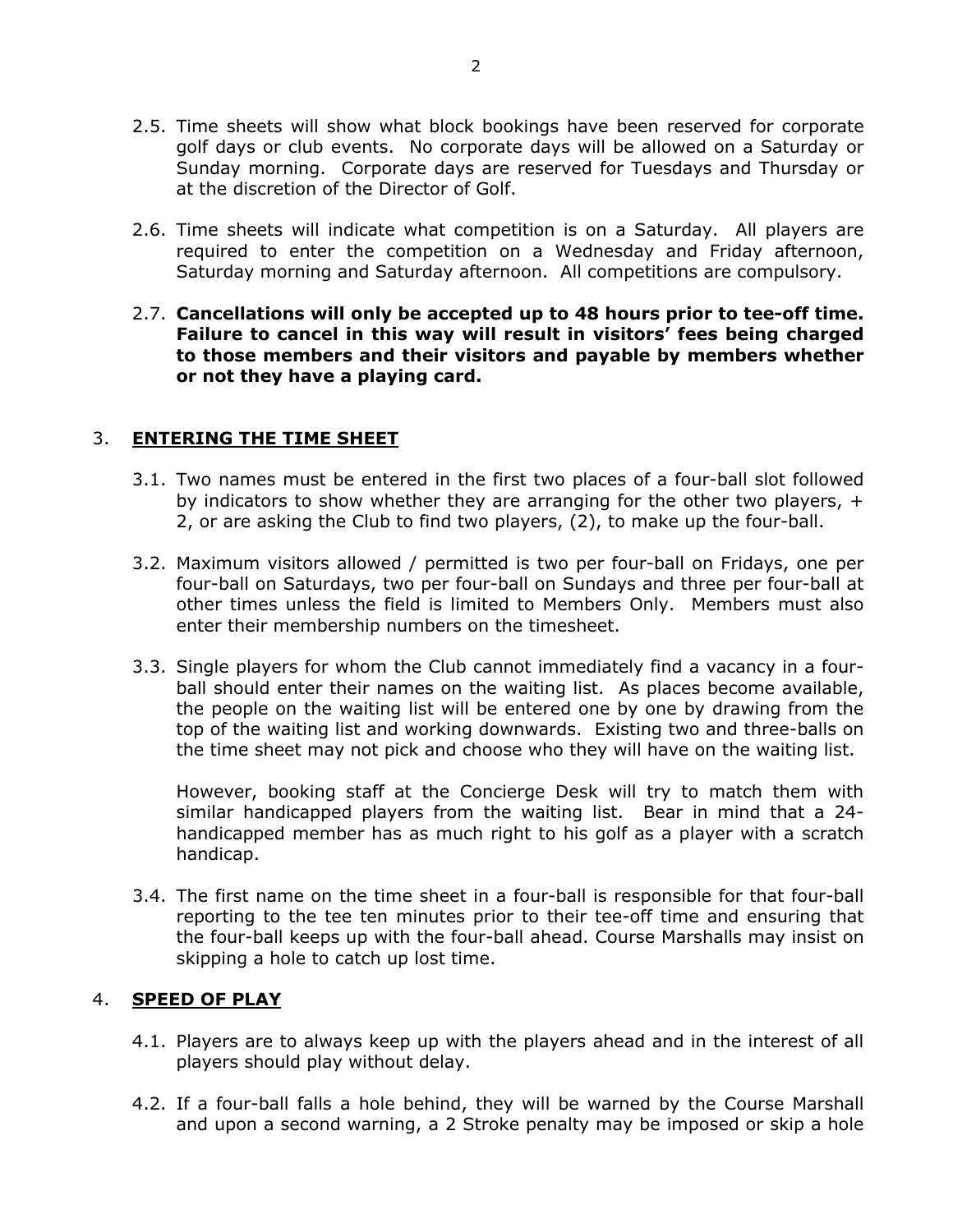2.5. Time sheets will show what block bookings have been reserved for corporate golf days or club events. No corporate days will be allowed on a Saturday or Sunday morning. Corporate days are reserved for Tuesdays and Thursday or at the discretion of the Director of Golf.

2.6. Time sheets will indicate what competition is on a Saturday. All players are required to enter the competition on a Wednesday and Friday afternoon, Saturday morning and Saturday afternoon. All competitions are compulsory.

2.7. **Cancellations will only be accepted up to 48 hours prior to tee-off time. Failure to cancel in this way will result in visitors' fees being charged to those members and their visitors and payable by members whether or not they have a playing card.**

## 3. ENTERING THE TIME SHEET

3.1. Two names must be entered in the first two places of a four-ball slot followed by indicators to show whether they are arranging for the other two players, + 2, or are asking the Club to find two players, (2), to make up the four-ball.

3.2. Maximum visitors allowed / permitted is two per four-ball on Fridays, one per four-ball on Saturdays, two per four-ball on Sundays and three per four-ball at other times unless the field is limited to Members Only. Members must also enter their membership numbers on the timesheet.

3.3. Single players for whom the Club cannot immediately find a vacancy in a four-ball should enter their names on the waiting list. As places become available, the people on the waiting list will be entered one by one by drawing from the top of the waiting list and working downwards. Existing two and three-balls on the time sheet may not pick and choose who they will have on the waiting list.

However, booking staff at the Concierge Desk will try to match them with similar handicapped players from the waiting list. Bear in mind that a 24-handicapped member has as much right to his golf as a player with a scratch handicap.

3.4. The first name on the time sheet in a four-ball is responsible for that four-ball reporting to the tee ten minutes prior to their tee-off time and ensuring that the four-ball keeps up with the four-ball ahead. Course Marshalls may insist on skipping a hole to catch up lost time.

## 4. SPEED OF PLAY

4.1. Players are to always keep up with the players ahead and in the interest of all players should play without delay.

4.2. If a four-ball falls a hole behind, they will be warned by the Course Marshall and upon a second warning, a 2 Stroke penalty may be imposed or skip a hole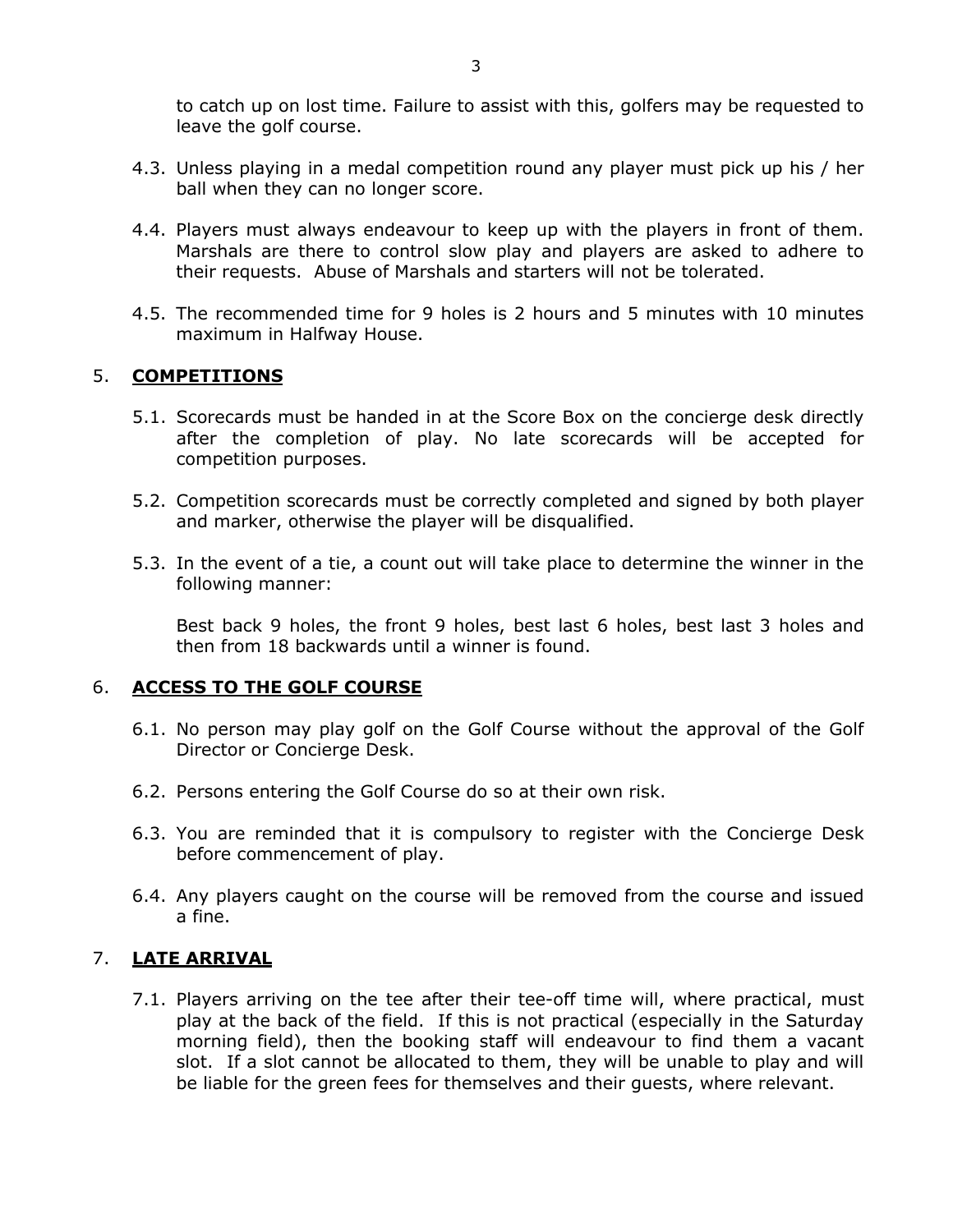to catch up on lost time. Failure to assist with this, golfers may be requested to leave the golf course.

4.3. Unless playing in a medal competition round any player must pick up his / her ball when they can no longer score.

4.4. Players must always endeavour to keep up with the players in front of them. Marshals are there to control slow play and players are asked to adhere to their requests. Abuse of Marshals and starters will not be tolerated.

4.5. The recommended time for 9 holes is 2 hours and 5 minutes with 10 minutes maximum in Halfway House.

## 5. **COMPETITIONS**

5.1. Scorecards must be handed in at the Score Box on the concierge desk directly after the completion of play. No late scorecards will be accepted for competition purposes.

5.2. Competition scorecards must be correctly completed and signed by both player and marker, otherwise the player will be disqualified.

5.3. In the event of a tie, a count out will take place to determine the winner in the following manner:

Best back 9 holes, the front 9 holes, best last 6 holes, best last 3 holes and then from 18 backwards until a winner is found.

## 6. **ACCESS TO THE GOLF COURSE**

6.1. No person may play golf on the Golf Course without the approval of the Golf Director or Concierge Desk.

6.2. Persons entering the Golf Course do so at their own risk.

6.3. You are reminded that it is compulsory to register with the Concierge Desk before commencement of play.

6.4. Any players caught on the course will be removed from the course and issued a fine.

## 7. **LATE ARRIVAL**

7.1. Players arriving on the tee after their tee-off time will, where practical, must play at the back of the field. If this is not practical (especially in the Saturday morning field), then the booking staff will endeavour to find them a vacant slot. If a slot cannot be allocated to them, they will be unable to play and will be liable for the green fees for themselves and their guests, where relevant.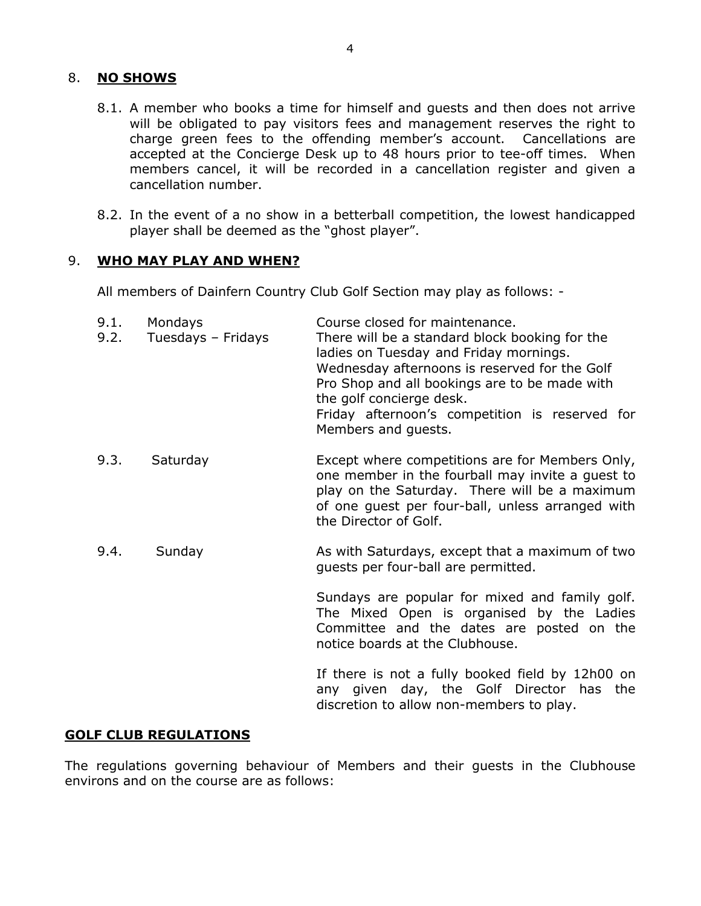## 8. **NO SHOWS**

8.1. A member who books a time for himself and guests and then does not arrive will be obligated to pay visitors fees and management reserves the right to charge green fees to the offending member's account. Cancellations are accepted at the Concierge Desk up to 48 hours prior to tee-off times. When members cancel, it will be recorded in a cancellation register and given a cancellation number.

8.2. In the event of a no show in a betterball competition, the lowest handicapped player shall be deemed as the "ghost player".

## 9. **WHO MAY PLAY AND WHEN?**

All members of Dainfern Country Club Golf Section may play as follows: -

| | | |
|---|---|---|
| 9.1. | Mondays | Course closed for maintenance. |
| 9.2. | Tuesdays – Fridays | There will be a standard block booking for the ladies on Tuesday and Friday mornings. Wednesday afternoons is reserved for the Golf Pro Shop and all bookings are to be made with the golf concierge desk. Friday afternoon's competition is reserved for Members and guests. |
| 9.3. | Saturday | Except where competitions are for Members Only, one member in the fourball may invite a guest to play on the Saturday. There will be a maximum of one guest per four-ball, unless arranged with the Director of Golf. |
| 9.4. | Sunday | As with Saturdays, except that a maximum of two guests per four-ball are permitted.<br><br>Sundays are popular for mixed and family golf. The Mixed Open is organised by the Ladies Committee and the dates are posted on the notice boards at the Clubhouse.<br><br>If there is not a fully booked field by 12h00 on any given day, the Golf Director has the discretion to allow non-members to play. |

## **GOLF CLUB REGULATIONS**

The regulations governing behaviour of Members and their guests in the Clubhouse environs and on the course are as follows: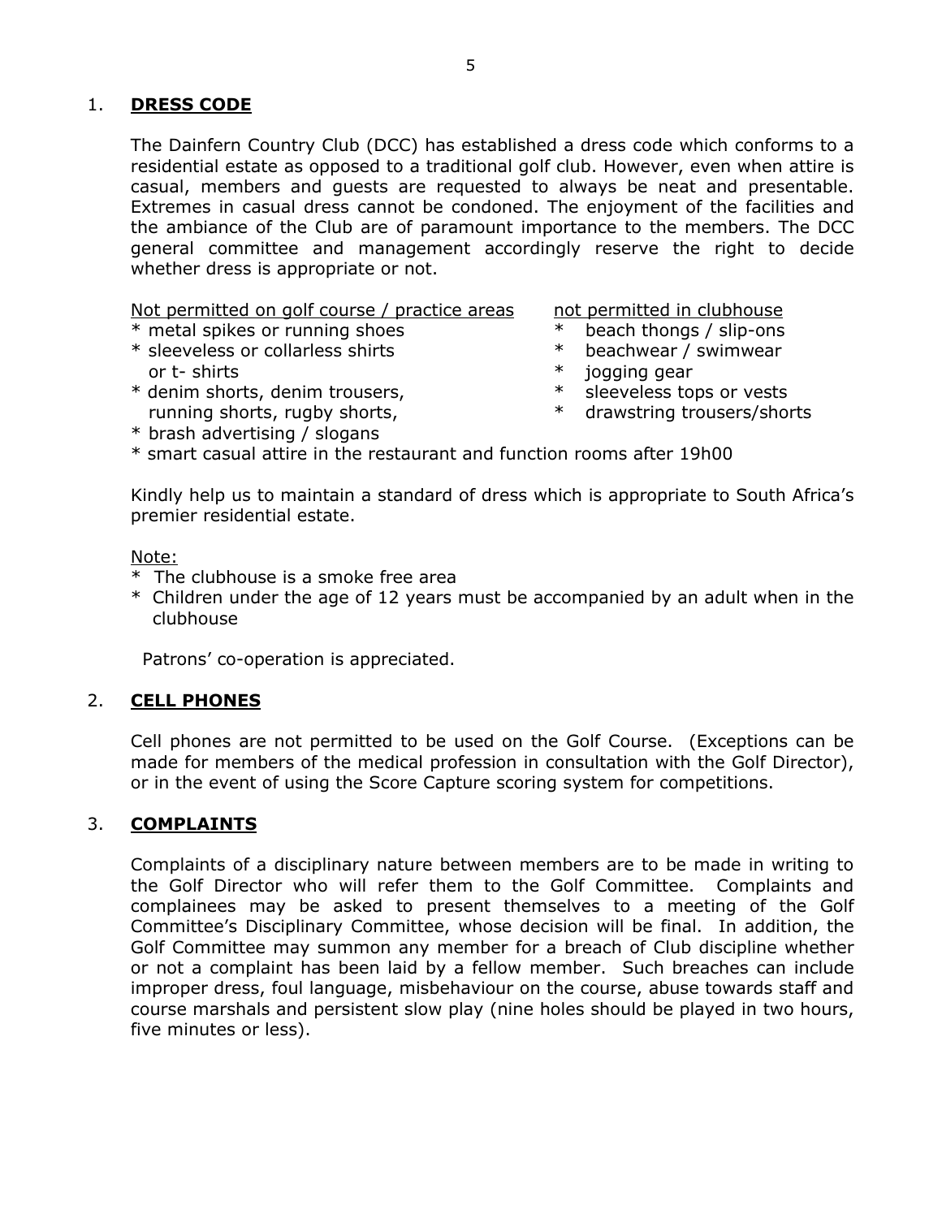## 1. DRESS CODE

The Dainfern Country Club (DCC) has established a dress code which conforms to a residential estate as opposed to a traditional golf club. However, even when attire is casual, members and guests are requested to always be neat and presentable. Extremes in casual dress cannot be condoned. The enjoyment of the facilities and the ambiance of the Club are of paramount importance to the members. The DCC general committee and management accordingly reserve the right to decide whether dress is appropriate or not.

Not permitted on golf course / practice areas

* metal spikes or running shoes
* sleeveless or collarless shirts or t- shirts
* denim shorts, denim trousers, running shorts, rugby shorts,
* brash advertising / slogans

not permitted in clubhouse

* beach thongs / slip-ons
* beachwear / swimwear
* jogging gear
* sleeveless tops or vests
* drawstring trousers/shorts

* smart casual attire in the restaurant and function rooms after 19h00

Kindly help us to maintain a standard of dress which is appropriate to South Africa's premier residential estate.

Note:

* The clubhouse is a smoke free area
* Children under the age of 12 years must be accompanied by an adult when in the clubhouse

Patrons' co-operation is appreciated.

## 2. CELL PHONES

Cell phones are not permitted to be used on the Golf Course. (Exceptions can be made for members of the medical profession in consultation with the Golf Director), or in the event of using the Score Capture scoring system for competitions.

## 3. COMPLAINTS

Complaints of a disciplinary nature between members are to be made in writing to the Golf Director who will refer them to the Golf Committee. Complaints and complainees may be asked to present themselves to a meeting of the Golf Committee's Disciplinary Committee, whose decision will be final. In addition, the Golf Committee may summon any member for a breach of Club discipline whether or not a complaint has been laid by a fellow member. Such breaches can include improper dress, foul language, misbehaviour on the course, abuse towards staff and course marshals and persistent slow play (nine holes should be played in two hours, five minutes or less).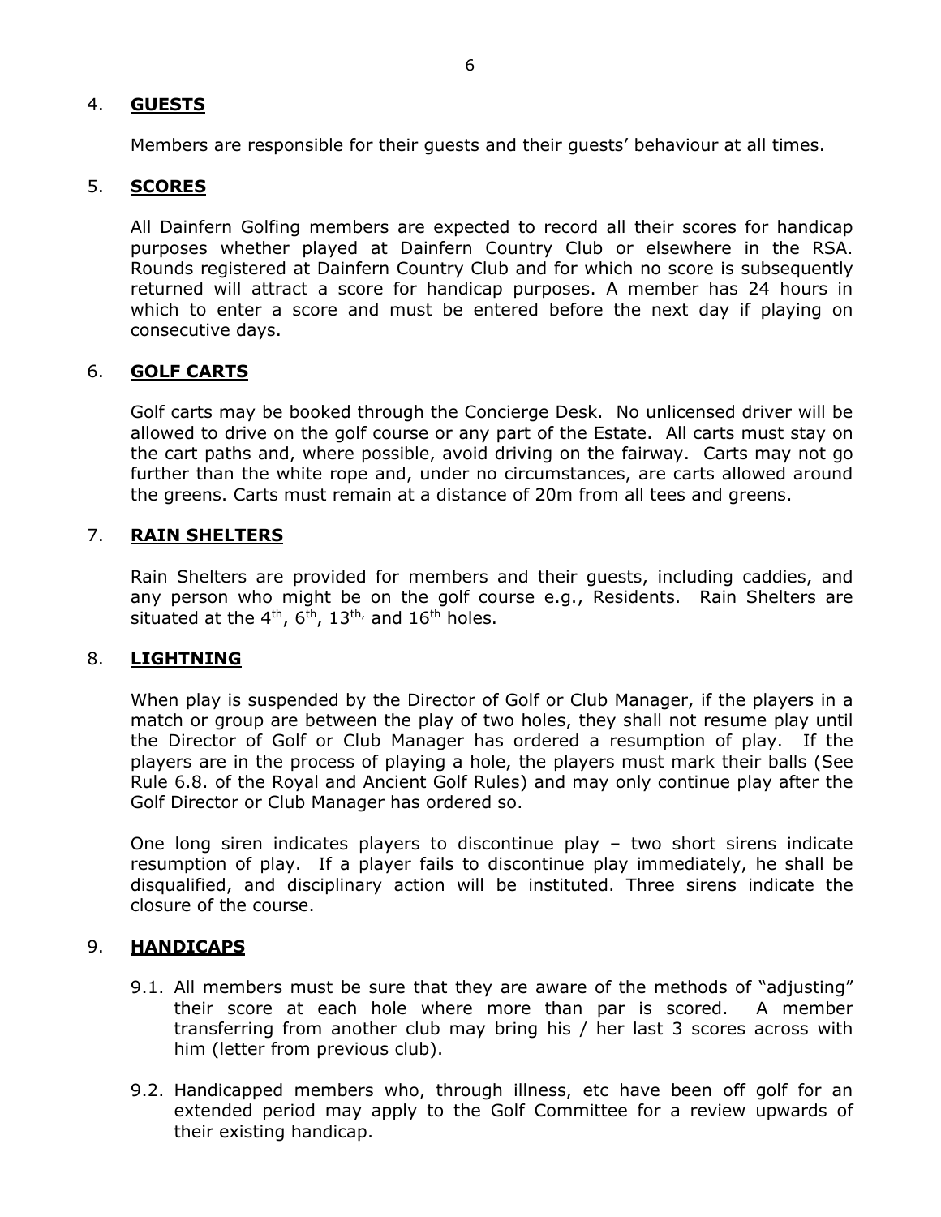## 4. **GUESTS**

Members are responsible for their guests and their guests' behaviour at all times.

## 5. **SCORES**

All Dainfern Golfing members are expected to record all their scores for handicap purposes whether played at Dainfern Country Club or elsewhere in the RSA. Rounds registered at Dainfern Country Club and for which no score is subsequently returned will attract a score for handicap purposes. A member has 24 hours in which to enter a score and must be entered before the next day if playing on consecutive days.

## 6. **GOLF CARTS**

Golf carts may be booked through the Concierge Desk. No unlicensed driver will be allowed to drive on the golf course or any part of the Estate. All carts must stay on the cart paths and, where possible, avoid driving on the fairway. Carts may not go further than the white rope and, under no circumstances, are carts allowed around the greens. Carts must remain at a distance of 20m from all tees and greens.

## 7. **RAIN SHELTERS**

Rain Shelters are provided for members and their guests, including caddies, and any person who might be on the golf course e.g., Residents. Rain Shelters are situated at the 4th, 6th, 13th, and 16th holes.

## 8. **LIGHTNING**

When play is suspended by the Director of Golf or Club Manager, if the players in a match or group are between the play of two holes, they shall not resume play until the Director of Golf or Club Manager has ordered a resumption of play. If the players are in the process of playing a hole, the players must mark their balls (See Rule 6.8. of the Royal and Ancient Golf Rules) and may only continue play after the Golf Director or Club Manager has ordered so.

One long siren indicates players to discontinue play – two short sirens indicate resumption of play. If a player fails to discontinue play immediately, he shall be disqualified, and disciplinary action will be instituted. Three sirens indicate the closure of the course.

## 9. **HANDICAPS**

9.1. All members must be sure that they are aware of the methods of "adjusting" their score at each hole where more than par is scored. A member transferring from another club may bring his / her last 3 scores across with him (letter from previous club).

9.2. Handicapped members who, through illness, etc have been off golf for an extended period may apply to the Golf Committee for a review upwards of their existing handicap.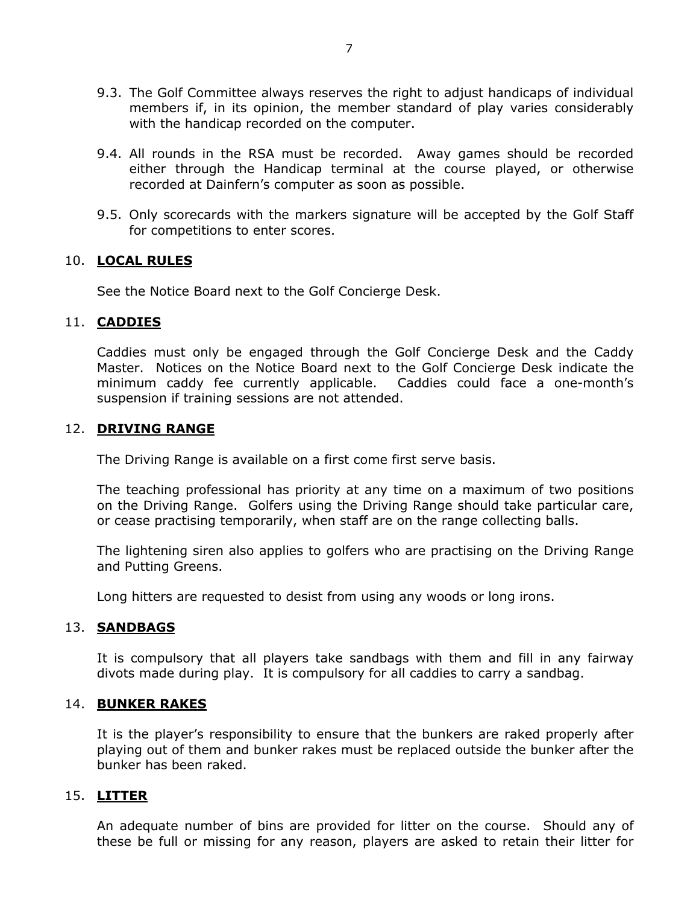9.3. The Golf Committee always reserves the right to adjust handicaps of individual members if, in its opinion, the member standard of play varies considerably with the handicap recorded on the computer.

9.4. All rounds in the RSA must be recorded. Away games should be recorded either through the Handicap terminal at the course played, or otherwise recorded at Dainfern's computer as soon as possible.

9.5. Only scorecards with the markers signature will be accepted by the Golf Staff for competitions to enter scores.

## 10. LOCAL RULES

See the Notice Board next to the Golf Concierge Desk.

## 11. CADDIES

Caddies must only be engaged through the Golf Concierge Desk and the Caddy Master. Notices on the Notice Board next to the Golf Concierge Desk indicate the minimum caddy fee currently applicable. Caddies could face a one-month's suspension if training sessions are not attended.

## 12. DRIVING RANGE

The Driving Range is available on a first come first serve basis.

The teaching professional has priority at any time on a maximum of two positions on the Driving Range. Golfers using the Driving Range should take particular care, or cease practising temporarily, when staff are on the range collecting balls.

The lightening siren also applies to golfers who are practising on the Driving Range and Putting Greens.

Long hitters are requested to desist from using any woods or long irons.

## 13. SANDBAGS

It is compulsory that all players take sandbags with them and fill in any fairway divots made during play. It is compulsory for all caddies to carry a sandbag.

## 14. BUNKER RAKES

It is the player's responsibility to ensure that the bunkers are raked properly after playing out of them and bunker rakes must be replaced outside the bunker after the bunker has been raked.

## 15. LITTER

An adequate number of bins are provided for litter on the course. Should any of these be full or missing for any reason, players are asked to retain their litter for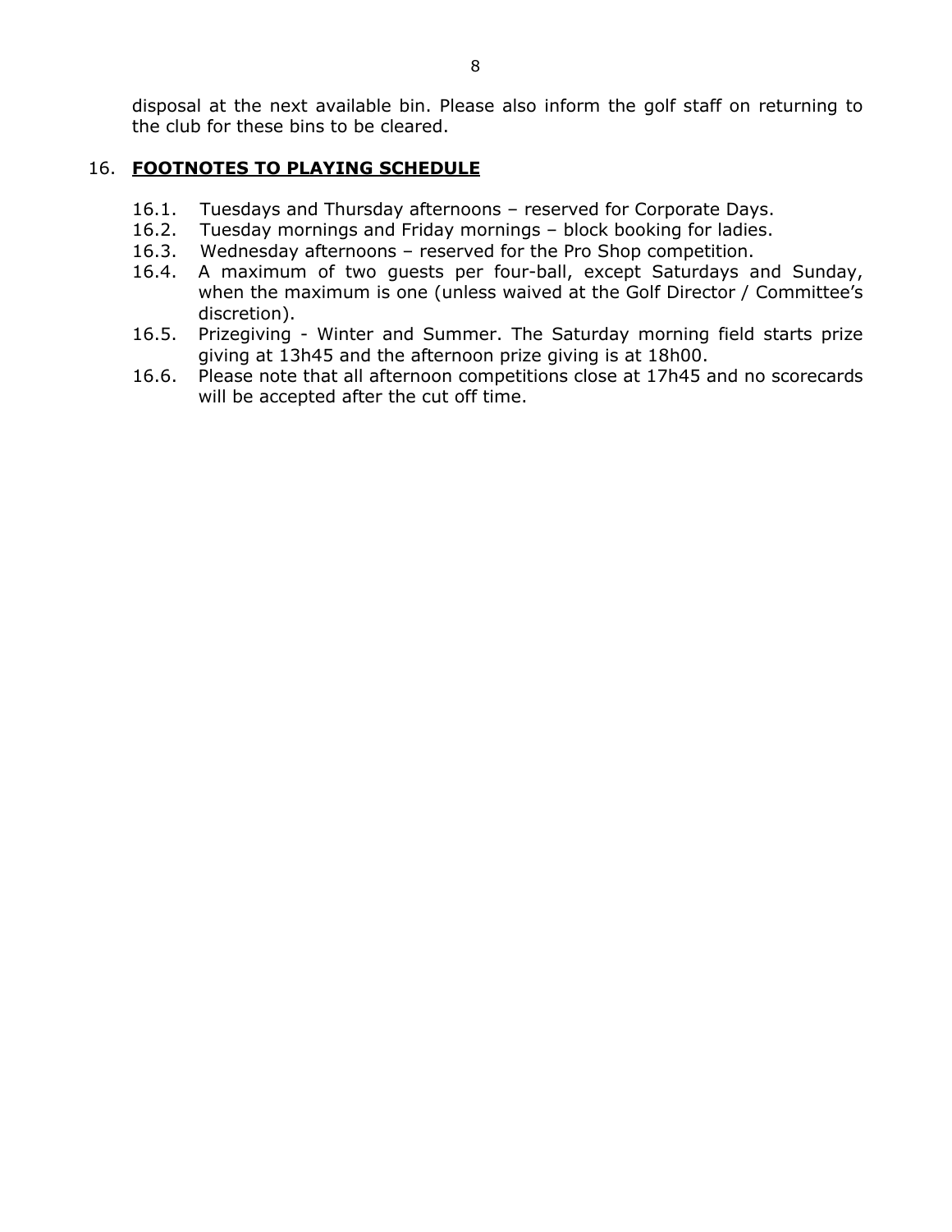disposal at the next available bin. Please also inform the golf staff on returning to the club for these bins to be cleared.

## 16. **FOOTNOTES TO PLAYING SCHEDULE**

16.1. Tuesdays and Thursday afternoons – reserved for Corporate Days.

16.2. Tuesday mornings and Friday mornings – block booking for ladies.

16.3. Wednesday afternoons – reserved for the Pro Shop competition.

16.4. A maximum of two guests per four-ball, except Saturdays and Sunday, when the maximum is one (unless waived at the Golf Director / Committee's discretion).

16.5. Prizegiving - Winter and Summer. The Saturday morning field starts prize giving at 13h45 and the afternoon prize giving is at 18h00.

16.6. Please note that all afternoon competitions close at 17h45 and no scorecards will be accepted after the cut off time.